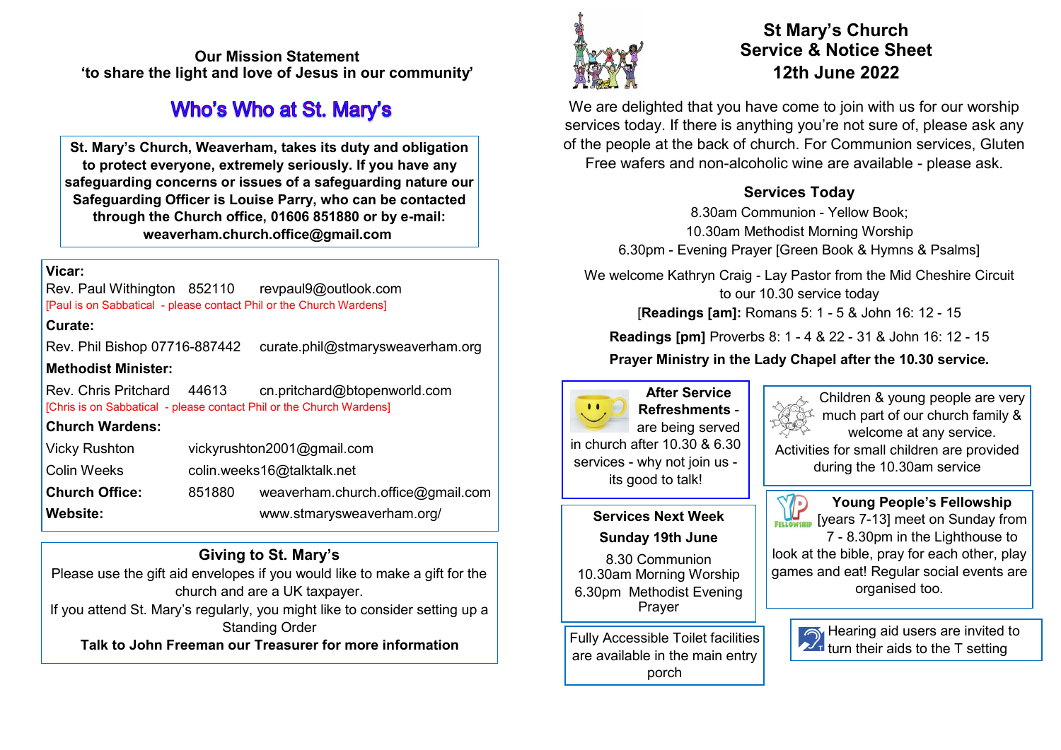**Our Mission Statement**
**'to share the light and love of Jesus in our community'**

## Who's Who at St. Mary's

**St. Mary's Church, Weaverham, takes its duty and obligation to protect everyone, extremely seriously. If you have any safeguarding concerns or issues of a safeguarding nature our Safeguarding Officer is Louise Parry, who can be contacted through the Church office, 01606 851880 or by e-mail: weaverham.church.office@gmail.com**

**Vicar:**
Rev. Paul Withington 852110 revpaul9@outlook.com
[Paul is on Sabbatical - please contact Phil or the Church Wardens]

**Curate:**
Rev. Phil Bishop 07716-887442 curate.phil@stmarysweaverham.org

**Methodist Minister:**
Rev. Chris Pritchard 44613 cn.pritchard@btopenworld.com
[Chris is on Sabbatical - please contact Phil or the Church Wardens]

**Church Wardens:**
Vicky Rushton vickyrushton2001@gmail.com
Colin Weeks colin.weeks16@talktalk.net

**Church Office:** 851880 weaverham.church.office@gmail.com
**Website:** www.stmarysweaverham.org/

### Giving to St. Mary's

Please use the gift aid envelopes if you would like to make a gift for the church and are a UK taxpayer.
If you attend St. Mary's regularly, you might like to consider setting up a Standing Order
**Talk to John Freeman our Treasurer for more information**

# St Mary's Church Service & Notice Sheet 12th June 2022

We are delighted that you have come to join with us for our worship services today. If there is anything you're not sure of, please ask any of the people at the back of church. For Communion services, Gluten Free wafers and non-alcoholic wine are available - please ask.

### Services Today

8.30am Communion - Yellow Book;
10.30am Methodist Morning Worship
6.30pm - Evening Prayer [Green Book & Hymns & Psalms]

We welcome Kathryn Craig - Lay Pastor from the Mid Cheshire Circuit to our 10.30 service today
[**Readings [am]:** Romans 5: 1 - 5 & John 16: 12 - 15
**Readings [pm]** Proverbs 8: 1 - 4 & 22 - 31 & John 16: 12 - 15
**Prayer Ministry in the Lady Chapel after the 10.30 service.**

**After Service Refreshments** - are being served in church after 10.30 & 6.30 services - why not join us - its good to talk!

Children & young people are very much part of our church family & welcome at any service. Activities for small children are provided during the 10.30am service

**Services Next Week**
**Sunday 19th June**
8.30 Communion
10.30am Morning Worship
6.30pm Methodist Evening Prayer

**Young People's Fellowship** [years 7-13] meet on Sunday from 7 - 8.30pm in the Lighthouse to look at the bible, pray for each other, play games and eat! Regular social events are organised too.

Fully Accessible Toilet facilities are available in the main entry porch

Hearing aid users are invited to turn their aids to the T setting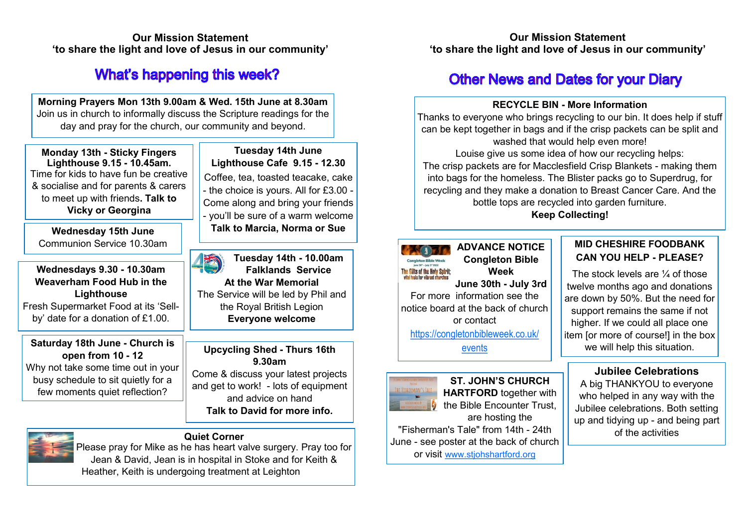**Our Mission Statement**
**'to share the light and love of Jesus in our community'**

# What's happening this week?

**Morning Prayers Mon 13th 9.00am & Wed. 15th June at 8.30am**
Join us in church to informally discuss the Scripture readings for the day and pray for the church, our community and beyond.

**Monday 13th - Sticky Fingers Lighthouse 9.15 - 10.45am.**
Time for kids to have fun be creative & socialise and for parents & carers to meet up with friends**. Talk to Vicky or Georgina**

**Tuesday 14th June Lighthouse Cafe 9.15 - 12.30**
Coffee, tea, toasted teacake, cake - the choice is yours. All for £3.00 - Come along and bring your friends - you'll be sure of a warm welcome
**Talk to Marcia, Norma or Sue**

**Wednesday 15th June**
Communion Service 10.30am

**Tuesday 14th - 10.00am Falklands Service**
**At the War Memorial**
The Service will be led by Phil and the Royal British Legion
**Everyone welcome**

**Wednesdays 9.30 - 10.30am Weaverham Food Hub in the Lighthouse**
Fresh Supermarket Food at its 'Sell-by' date for a donation of £1.00.

**Saturday 18th June - Church is open from 10 - 12**
Why not take some time out in your busy schedule to sit quietly for a few moments quiet reflection?

**Upcycling Shed - Thurs 16th 9.30am**
Come & discuss your latest projects and get to work! - lots of equipment and advice on hand
**Talk to David for more info.**

**Quiet Corner**
Please pray for Mike as he has heart valve surgery. Pray too for Jean & David, Jean is in hospital in Stoke and for Keith & Heather, Keith is undergoing treatment at Leighton

**Our Mission Statement**
**'to share the light and love of Jesus in our community'**

# Other News and Dates for your Diary

**RECYCLE BIN - More Information**
Thanks to everyone who brings recycling to our bin. It does help if stuff can be kept together in bags and if the crisp packets can be split and washed that would help even more!
Louise give us some idea of how our recycling helps:
The crisp packets are for Macclesfield Crisp Blankets - making them into bags for the homeless. The Blister packs go to Superdrug, for recycling and they make a donation to Breast Cancer Care. And the bottle tops are recycled into garden furniture.
**Keep Collecting!**

**ADVANCE NOTICE Congleton Bible Week June 30th - July 3rd**
For more information see the notice board at the back of church or contact
https://congletonbibleweek.co.uk/events

**MID CHESHIRE FOODBANK CAN YOU HELP - PLEASE?**
The stock levels are ¼ of those twelve months ago and donations are down by 50%. But the need for support remains the same if not higher. If we could all place one item [or more of course!] in the box we will help this situation.

**ST. JOHN'S CHURCH HARTFORD** together with the Bible Encounter Trust, are hosting the "Fisherman's Tale" from 14th - 24th June - see poster at the back of church or visit www.stjohshartford.org

**Jubilee Celebrations**
A big THANKYOU to everyone who helped in any way with the Jubilee celebrations. Both setting up and tidying up - and being part of the activities